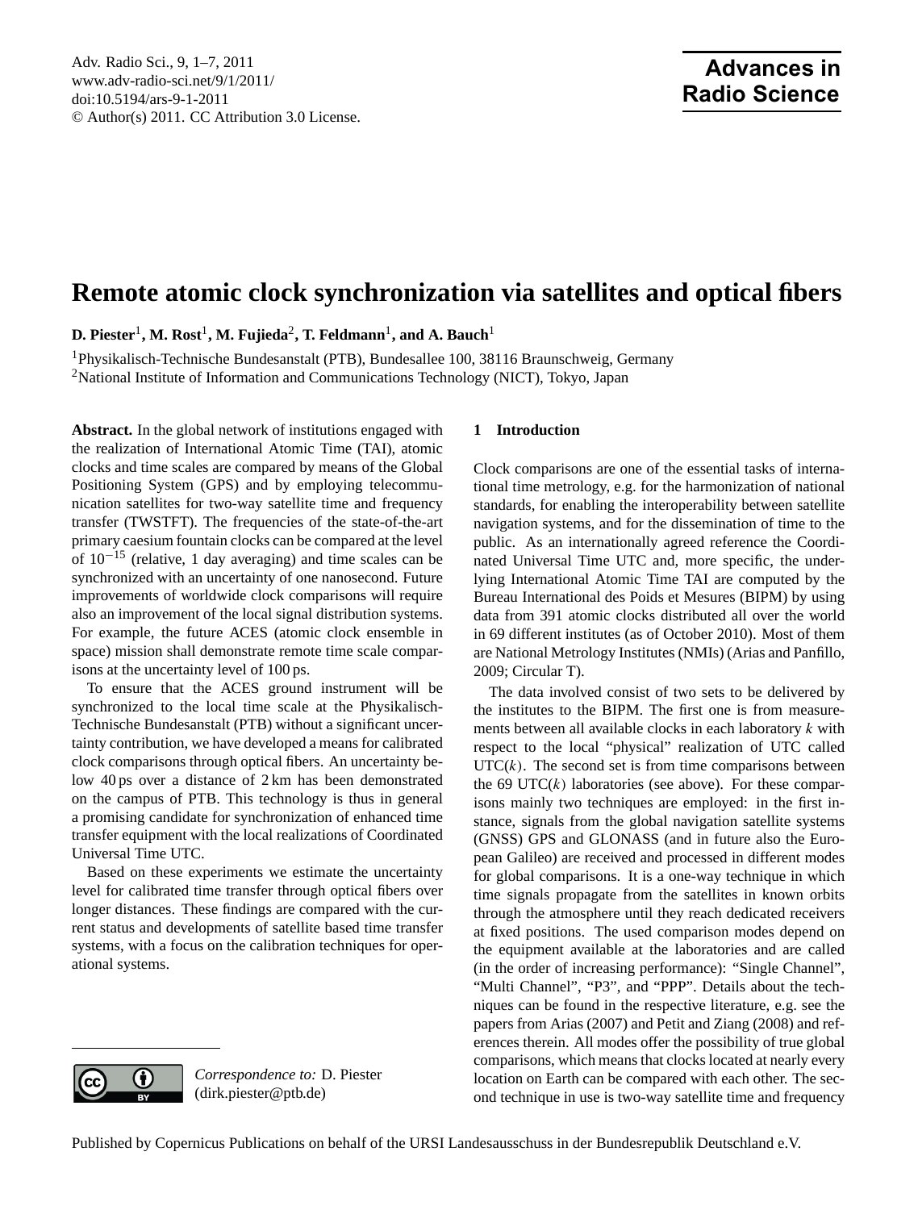# Remote atomic clock synchronization via satellites and optical fibers

**D. Piester[1], M. Rost[1], M. Fujieda[2], T. Feldmann[1], and A. Bauch[1]**

[1]Physikalisch-Technische Bundesanstalt (PTB), Bundesallee 100, 38116 Braunschweig, Germany
[2]National Institute of Information and Communications Technology (NICT), Tokyo, Japan

**Abstract.** In the global network of institutions engaged with the realization of International Atomic Time (TAI), atomic clocks and time scales are compared by means of the Global Positioning System (GPS) and by employing telecommunication satellites for two-way satellite time and frequency transfer (TWSTFT). The frequencies of the state-of-the-art primary caesium fountain clocks can be compared at the level of $10^{-15}$ (relative, 1 day averaging) and time scales can be synchronized with an uncertainty of one nanosecond. Future improvements of worldwide clock comparisons will require also an improvement of the local signal distribution systems. For example, the future ACES (atomic clock ensemble in space) mission shall demonstrate remote time scale comparisons at the uncertainty level of 100 ps.

To ensure that the ACES ground instrument will be synchronized to the local time scale at the Physikalisch-Technische Bundesanstalt (PTB) without a significant uncertainty contribution, we have developed a means for calibrated clock comparisons through optical fibers. An uncertainty below 40 ps over a distance of 2 km has been demonstrated on the campus of PTB. This technology is thus in general a promising candidate for synchronization of enhanced time transfer equipment with the local realizations of Coordinated Universal Time UTC.

Based on these experiments we estimate the uncertainty level for calibrated time transfer through optical fibers over longer distances. These findings are compared with the current status and developments of satellite based time transfer systems, with a focus on the calibration techniques for operational systems.

*Correspondence to:* D. Piester (dirk.piester@ptb.de)

## 1 Introduction

Clock comparisons are one of the essential tasks of international time metrology, e.g. for the harmonization of national standards, for enabling the interoperability between satellite navigation systems, and for the dissemination of time to the public. As an internationally agreed reference the Coordinated Universal Time UTC and, more specific, the underlying International Atomic Time TAI are computed by the Bureau International des Poids et Mesures (BIPM) by using data from 391 atomic clocks distributed all over the world in 69 different institutes (as of October 2010). Most of them are National Metrology Institutes (NMIs) (Arias and Panfillo, 2009; Circular T).

The data involved consist of two sets to be delivered by the institutes to the BIPM. The first one is from measurements between all available clocks in each laboratory $k$ with respect to the local "physical" realization of UTC called UTC($k$). The second set is from time comparisons between the 69 UTC($k$) laboratories (see above). For these comparisons mainly two techniques are employed: in the first instance, signals from the global navigation satellite systems (GNSS) GPS and GLONASS (and in future also the European Galileo) are received and processed in different modes for global comparisons. It is a one-way technique in which time signals propagate from the satellites in known orbits through the atmosphere until they reach dedicated receivers at fixed positions. The used comparison modes depend on the equipment available at the laboratories and are called (in the order of increasing performance): "Single Channel", "Multi Channel", "P3", and "PPP". Details about the techniques can be found in the respective literature, e.g. see the papers from Arias (2007) and Petit and Ziang (2008) and references therein. All modes offer the possibility of true global comparisons, which means that clocks located at nearly every location on Earth can be compared with each other. The second technique in use is two-way satellite time and frequency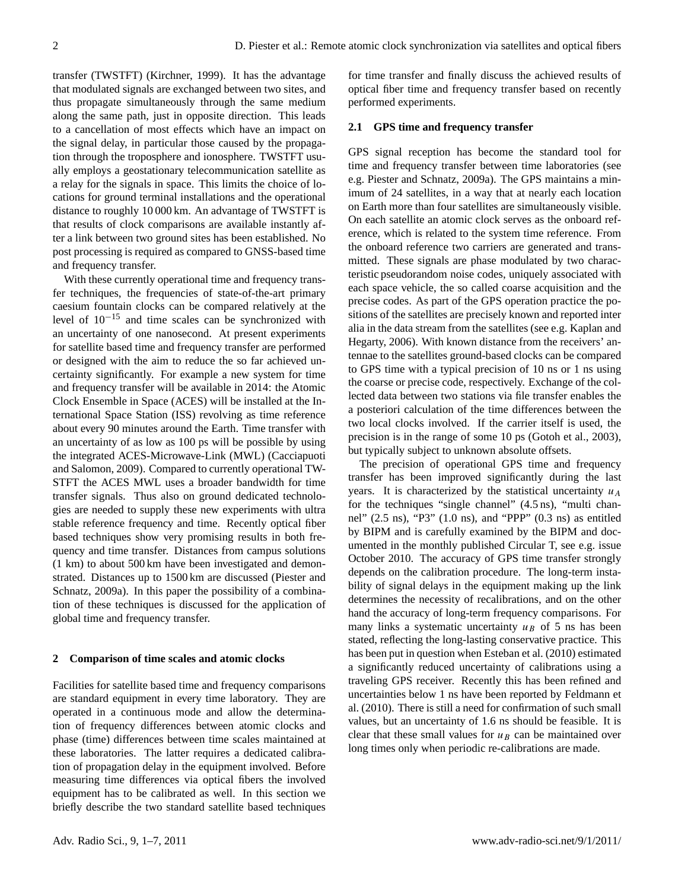transfer (TWSTFT) (Kirchner, 1999). It has the advantage that modulated signals are exchanged between two sites, and thus propagate simultaneously through the same medium along the same path, just in opposite direction. This leads to a cancellation of most effects which have an impact on the signal delay, in particular those caused by the propagation through the troposphere and ionosphere. TWSTFT usually employs a geostationary telecommunication satellite as a relay for the signals in space. This limits the choice of locations for ground terminal installations and the operational distance to roughly 10 000 km. An advantage of TWSTFT is that results of clock comparisons are available instantly after a link between two ground sites has been established. No post processing is required as compared to GNSS-based time and frequency transfer.

With these currently operational time and frequency transfer techniques, the frequencies of state-of-the-art primary caesium fountain clocks can be compared relatively at the level of $10^{-15}$ and time scales can be synchronized with an uncertainty of one nanosecond. At present experiments for satellite based time and frequency transfer are performed or designed with the aim to reduce the so far achieved uncertainty significantly. For example a new system for time and frequency transfer will be available in 2014: the Atomic Clock Ensemble in Space (ACES) will be installed at the International Space Station (ISS) revolving as time reference about every 90 minutes around the Earth. Time transfer with an uncertainty of as low as 100 ps will be possible by using the integrated ACES-Microwave-Link (MWL) (Cacciapuoti and Salomon, 2009). Compared to currently operational TWSTFT the ACES MWL uses a broader bandwidth for time transfer signals. Thus also on ground dedicated technologies are needed to supply these new experiments with ultra stable reference frequency and time. Recently optical fiber based techniques show very promising results in both frequency and time transfer. Distances from campus solutions (1 km) to about 500 km have been investigated and demonstrated. Distances up to 1500 km are discussed (Piester and Schnatz, 2009a). In this paper the possibility of a combination of these techniques is discussed for the application of global time and frequency transfer.

## 2 Comparison of time scales and atomic clocks

Facilities for satellite based time and frequency comparisons are standard equipment in every time laboratory. They are operated in a continuous mode and allow the determination of frequency differences between atomic clocks and phase (time) differences between time scales maintained at these laboratories. The latter requires a dedicated calibration of propagation delay in the equipment involved. Before measuring time differences via optical fibers the involved equipment has to be calibrated as well. In this section we briefly describe the two standard satellite based techniques for time transfer and finally discuss the achieved results of optical fiber time and frequency transfer based on recently performed experiments.

### 2.1 GPS time and frequency transfer

GPS signal reception has become the standard tool for time and frequency transfer between time laboratories (see e.g. Piester and Schnatz, 2009a). The GPS maintains a minimum of 24 satellites, in a way that at nearly each location on Earth more than four satellites are simultaneously visible. On each satellite an atomic clock serves as the onboard reference, which is related to the system time reference. From the onboard reference two carriers are generated and transmitted. These signals are phase modulated by two characteristic pseudorandom noise codes, uniquely associated with each space vehicle, the so called coarse acquisition and the precise codes. As part of the GPS operation practice the positions of the satellites are precisely known and reported inter alia in the data stream from the satellites (see e.g. Kaplan and Hegarty, 2006). With known distance from the receivers' antennae to the satellites ground-based clocks can be compared to GPS time with a typical precision of 10 ns or 1 ns using the coarse or precise code, respectively. Exchange of the collected data between two stations via file transfer enables the a posteriori calculation of the time differences between the two local clocks involved. If the carrier itself is used, the precision is in the range of some 10 ps (Gotoh et al., 2003), but typically subject to unknown absolute offsets.

The precision of operational GPS time and frequency transfer has been improved significantly during the last years. It is characterized by the statistical uncertainty $u_A$ for the techniques "single channel" (4.5 ns), "multi channel" (2.5 ns), "P3" (1.0 ns), and "PPP" (0.3 ns) as entitled by BIPM and is carefully examined by the BIPM and documented in the monthly published Circular T, see e.g. issue October 2010. The accuracy of GPS time transfer strongly depends on the calibration procedure. The long-term instability of signal delays in the equipment making up the link determines the necessity of recalibrations, and on the other hand the accuracy of long-term frequency comparisons. For many links a systematic uncertainty $u_B$ of 5 ns has been stated, reflecting the long-lasting conservative practice. This has been put in question when Esteban et al. (2010) estimated a significantly reduced uncertainty of calibrations using a traveling GPS receiver. Recently this has been refined and uncertainties below 1 ns have been reported by Feldmann et al. (2010). There is still a need for confirmation of such small values, but an uncertainty of 1.6 ns should be feasible. It is clear that these small values for $u_B$ can be maintained over long times only when periodic re-calibrations are made.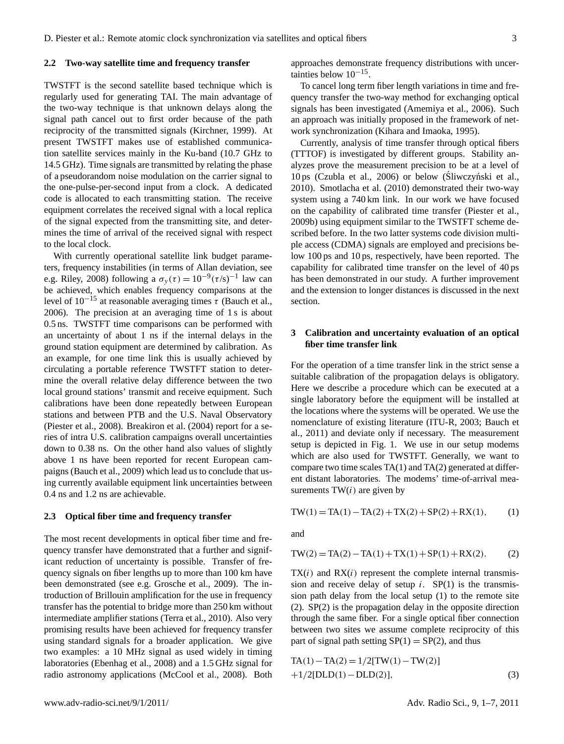### 2.2 Two-way satellite time and frequency transfer

TWSTFT is the second satellite based technique which is regularly used for generating TAI. The main advantage of the two-way technique is that unknown delays along the signal path cancel out to first order because of the path reciprocity of the transmitted signals (Kirchner, 1999). At present TWSTFT makes use of established communication satellite services mainly in the Ku-band (10.7 GHz to 14.5 GHz). Time signals are transmitted by relating the phase of a pseudorandom noise modulation on the carrier signal to the one-pulse-per-second input from a clock. A dedicated code is allocated to each transmitting station. The receive equipment correlates the received signal with a local replica of the signal expected from the transmitting site, and determines the time of arrival of the received signal with respect to the local clock.

With currently operational satellite link budget parameters, frequency instabilities (in terms of Allan deviation, see e.g. Riley, 2008) following a $\sigma_y(\tau) = 10^{-9}(\tau/\mathrm{s})^{-1}$ law can be achieved, which enables frequency comparisons at the level of $10^{-15}$ at reasonable averaging times $\tau$ (Bauch et al., 2006). The precision at an averaging time of 1 s is about 0.5 ns. TWSTFT time comparisons can be performed with an uncertainty of about 1 ns if the internal delays in the ground station equipment are determined by calibration. As an example, for one time link this is usually achieved by circulating a portable reference TWSTFT station to determine the overall relative delay difference between the two local ground stations' transmit and receive equipment. Such calibrations have been done repeatedly between European stations and between PTB and the U.S. Naval Observatory (Piester et al., 2008). Breakiron et al. (2004) report for a series of intra U.S. calibration campaigns overall uncertainties down to 0.38 ns. On the other hand also values of slightly above 1 ns have been reported for recent European campaigns (Bauch et al., 2009) which lead us to conclude that using currently available equipment link uncertainties between 0.4 ns and 1.2 ns are achievable.

### 2.3 Optical fiber time and frequency transfer

The most recent developments in optical fiber time and frequency transfer have demonstrated that a further and significant reduction of uncertainty is possible. Transfer of frequency signals on fiber lengths up to more than 100 km have been demonstrated (see e.g. Grosche et al., 2009). The introduction of Brillouin amplification for the use in frequency transfer has the potential to bridge more than 250 km without intermediate amplifier stations (Terra et al., 2010). Also very promising results have been achieved for frequency transfer using standard signals for a broader application. We give two examples: a 10 MHz signal as used widely in timing laboratories (Ebenhag et al., 2008) and a 1.5 GHz signal for radio astronomy applications (McCool et al., 2008). Both approaches demonstrate frequency distributions with uncertainties below $10^{-15}$.

To cancel long term fiber length variations in time and frequency transfer the two-way method for exchanging optical signals has been investigated (Amemiya et al., 2006). Such an approach was initially proposed in the framework of network synchronization (Kihara and Imaoka, 1995).

Currently, analysis of time transfer through optical fibers (TTTOF) is investigated by different groups. Stability analyzes prove the measurement precision to be at a level of 10 ps (Czubla et al., 2006) or below (Śliwczyński et al., 2010). Smotlacha et al. (2010) demonstrated their two-way system using a 740 km link. In our work we have focused on the capability of calibrated time transfer (Piester et al., 2009b) using equipment similar to the TWSTFT scheme described before. In the two latter systems code division multiple access (CDMA) signals are employed and precisions below 100 ps and 10 ps, respectively, have been reported. The capability for calibrated time transfer on the level of 40 ps has been demonstrated in our study. A further improvement and the extension to longer distances is discussed in the next section.

## 3 Calibration and uncertainty evaluation of an optical fiber time transfer link

For the operation of a time transfer link in the strict sense a suitable calibration of the propagation delays is obligatory. Here we describe a procedure which can be executed at a single laboratory before the equipment will be installed at the locations where the systems will be operated. We use the nomenclature of existing literature (ITU-R, 2003; Bauch et al., 2011) and deviate only if necessary. The measurement setup is depicted in Fig. 1. We use in our setup modems which are also used for TWSTFT. Generally, we want to compare two time scales TA(1) and TA(2) generated at different distant laboratories. The modems' time-of-arrival measurements $\mathrm{TW}(i)$ are given by

$$\mathrm{TW}(1) = \mathrm{TA}(1) - \mathrm{TA}(2) + \mathrm{TX}(2) + \mathrm{SP}(2) + \mathrm{RX}(1), \qquad (1)$$

and

$$\mathrm{TW}(2) = \mathrm{TA}(2) - \mathrm{TA}(1) + \mathrm{TX}(1) + \mathrm{SP}(1) + \mathrm{RX}(2). \qquad (2)$$

$\mathrm{TX}(i)$ and $\mathrm{RX}(i)$ represent the complete internal transmission and receive delay of setup $i$. SP(1) is the transmission path delay from the local setup (1) to the remote site (2). SP(2) is the propagation delay in the opposite direction through the same fiber. For a single optical fiber connection between two sites we assume complete reciprocity of this part of signal path setting $\mathrm{SP}(1) = \mathrm{SP}(2)$, and thus

$$\mathrm{TA}(1) - \mathrm{TA}(2) = 1/2[\mathrm{TW}(1) - \mathrm{TW}(2)] + 1/2[\mathrm{DLD}(1) - \mathrm{DLD}(2)], \qquad (3)$$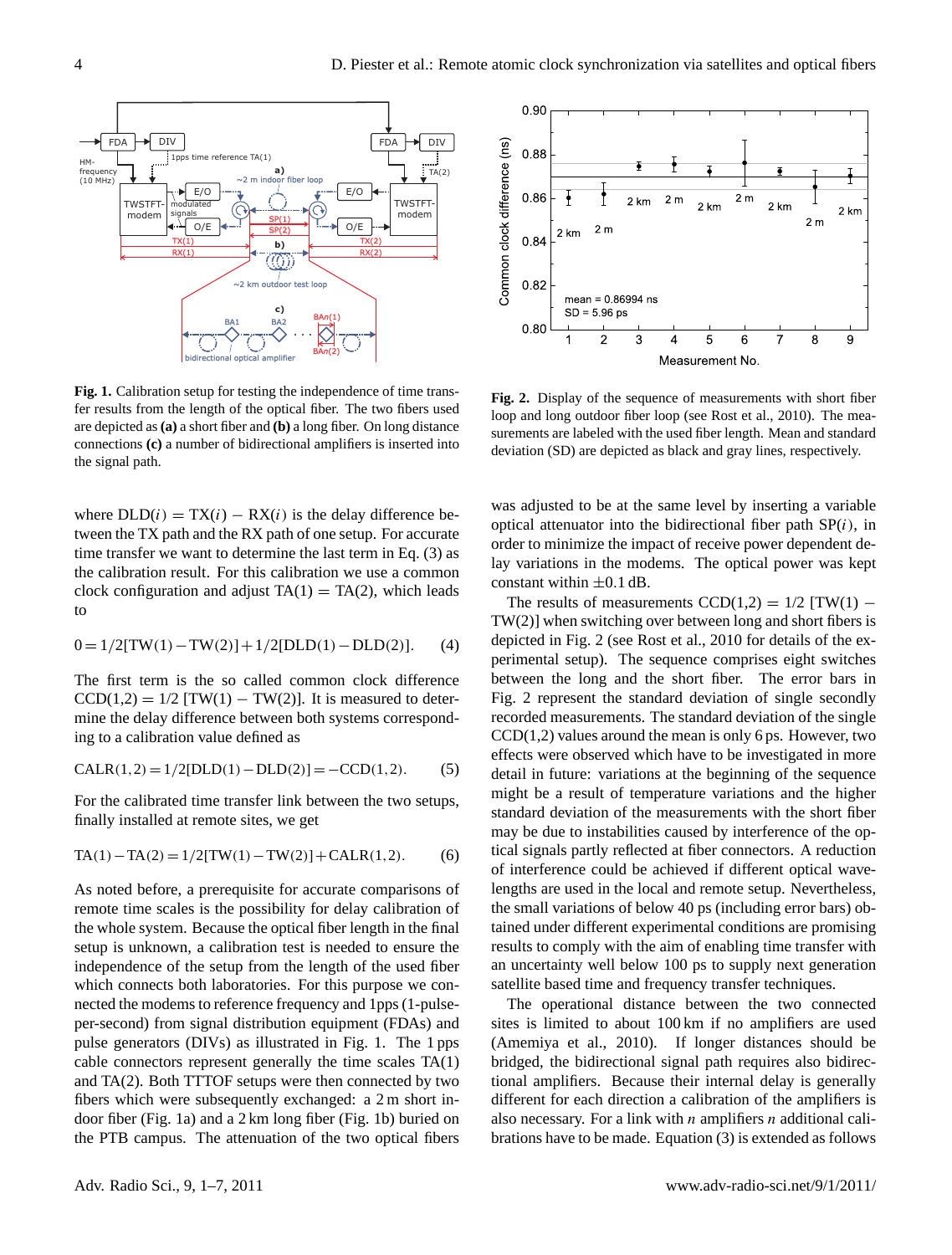**Fig. 1.** Calibration setup for testing the independence of time transfer results from the length of the optical fiber. The two fibers used are depicted as **(a)** a short fiber and **(b)** a long fiber. On long distance connections **(c)** a number of bidirectional amplifiers is inserted into the signal path.

**Fig. 2.** Display of the sequence of measurements with short fiber loop and long outdoor fiber loop (see Rost et al., 2010). The measurements are labeled with the used fiber length. Mean and standard deviation (SD) are depicted as black and gray lines, respectively.

where $\text{DLD}(i) = \text{TX}(i) - \text{RX}(i)$ is the delay difference between the TX path and the RX path of one setup. For accurate time transfer we want to determine the last term in Eq. (3) as the calibration result. For this calibration we use a common clock configuration and adjust $\text{TA}(1) = \text{TA}(2)$, which leads to

$$0 = 1/2[\text{TW}(1) - \text{TW}(2)] + 1/2[\text{DLD}(1) - \text{DLD}(2)]. \quad (4)$$

The first term is the so called common clock difference $\text{CCD}(1,2) = 1/2\ [\text{TW}(1) - \text{TW}(2)]$. It is measured to determine the delay difference between both systems corresponding to a calibration value defined as

$$\text{CALR}(1,2) = 1/2[\text{DLD}(1) - \text{DLD}(2)] = -\text{CCD}(1,2). \quad (5)$$

For the calibrated time transfer link between the two setups, finally installed at remote sites, we get

$$\text{TA}(1) - \text{TA}(2) = 1/2[\text{TW}(1) - \text{TW}(2)] + \text{CALR}(1,2). \quad (6)$$

As noted before, a prerequisite for accurate comparisons of remote time scales is the possibility for delay calibration of the whole system. Because the optical fiber length in the final setup is unknown, a calibration test is needed to ensure the independence of the setup from the length of the used fiber which connects both laboratories. For this purpose we connected the modems to reference frequency and 1pps (1-pulse-per-second) from signal distribution equipment (FDAs) and pulse generators (DIVs) as illustrated in Fig. 1. The 1 pps cable connectors represent generally the time scales TA(1) and TA(2). Both TTTOF setups were then connected by two fibers which were subsequently exchanged: a 2 m short indoor fiber (Fig. 1a) and a 2 km long fiber (Fig. 1b) buried on the PTB campus. The attenuation of the two optical fibers was adjusted to be at the same level by inserting a variable optical attenuator into the bidirectional fiber path $\text{SP}(i)$, in order to minimize the impact of receive power dependent delay variations in the modems. The optical power was kept constant within $\pm 0.1$ dB.

The results of measurements $\text{CCD}(1,2) = 1/2\ [\text{TW}(1) - \text{TW}(2)]$ when switching over between long and short fibers is depicted in Fig. 2 (see Rost et al., 2010 for details of the experimental setup). The sequence comprises eight switches between the long and the short fiber. The error bars in Fig. 2 represent the standard deviation of single secondly recorded measurements. The standard deviation of the single CCD(1,2) values around the mean is only 6 ps. However, two effects were observed which have to be investigated in more detail in future: variations at the beginning of the sequence might be a result of temperature variations and the higher standard deviation of the measurements with the short fiber may be due to instabilities caused by interference of the optical signals partly reflected at fiber connectors. A reduction of interference could be achieved if different optical wavelengths are used in the local and remote setup. Nevertheless, the small variations of below 40 ps (including error bars) obtained under different experimental conditions are promising results to comply with the aim of enabling time transfer with an uncertainty well below 100 ps to supply next generation satellite based time and frequency transfer techniques.

The operational distance between the two connected sites is limited to about 100 km if no amplifiers are used (Amemiya et al., 2010). If longer distances should be bridged, the bidirectional signal path requires also bidirectional amplifiers. Because their internal delay is generally different for each direction a calibration of the amplifiers is also necessary. For a link with $n$ amplifiers $n$ additional calibrations have to be made. Equation (3) is extended as follows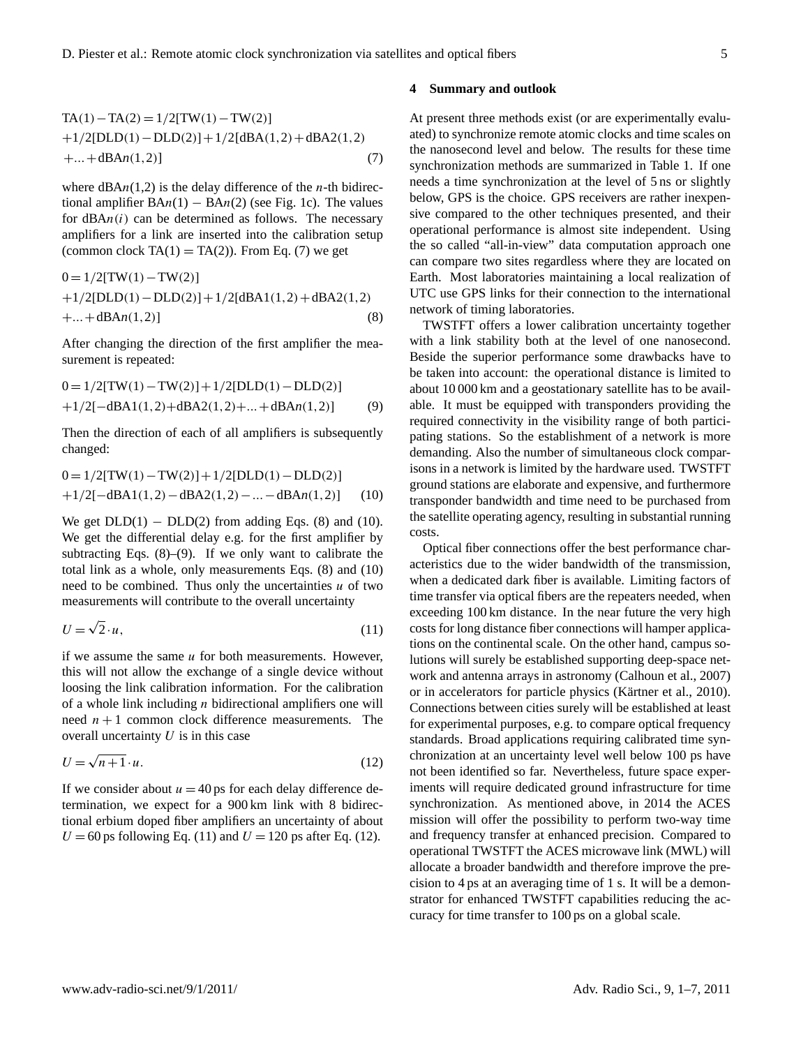$$\mathrm{TA}(1)-\mathrm{TA}(2)=1/2[\mathrm{TW}(1)-\mathrm{TW}(2)] \\ +1/2[\mathrm{DLD}(1)-\mathrm{DLD}(2)]+1/2[\mathrm{dBA}(1,2)+\mathrm{dBA2}(1,2) \\ +...+\mathrm{dBA}n(1,2)] \tag{7}$$

where $\mathrm{dBA}n(1,2)$ is the delay difference of the $n$-th bidirectional amplifier $\mathrm{BA}n(1) - \mathrm{BA}n(2)$ (see Fig. 1c). The values for $\mathrm{dBA}n(i)$ can be determined as follows. The necessary amplifiers for a link are inserted into the calibration setup (common clock $\mathrm{TA}(1) = \mathrm{TA}(2)$). From Eq. (7) we get

$$0=1/2[\mathrm{TW}(1)-\mathrm{TW}(2)] \\ +1/2[\mathrm{DLD}(1)-\mathrm{DLD}(2)]+1/2[\mathrm{dBA1}(1,2)+\mathrm{dBA2}(1,2) \\ +...+\mathrm{dBA}n(1,2)] \tag{8}$$

After changing the direction of the first amplifier the measurement is repeated:

$$0=1/2[\mathrm{TW}(1)-\mathrm{TW}(2)]+1/2[\mathrm{DLD}(1)-\mathrm{DLD}(2)] \\ +1/2[-\mathrm{dBA1}(1,2)+\mathrm{dBA2}(1,2)+...+\mathrm{dBA}n(1,2)] \tag{9}$$

Then the direction of each of all amplifiers is subsequently changed:

$$0=1/2[\mathrm{TW}(1)-\mathrm{TW}(2)]+1/2[\mathrm{DLD}(1)-\mathrm{DLD}(2)] \\ +1/2[-\mathrm{dBA1}(1,2)-\mathrm{dBA2}(1,2)-...-\mathrm{dBA}n(1,2)] \tag{10}$$

We get $\mathrm{DLD}(1) - \mathrm{DLD}(2)$ from adding Eqs. (8) and (10). We get the differential delay e.g. for the first amplifier by subtracting Eqs. (8)–(9). If we only want to calibrate the total link as a whole, only measurements Eqs. (8) and (10) need to be combined. Thus only the uncertainties $u$ of two measurements will contribute to the overall uncertainty

$$U=\sqrt{2}\cdot u, \tag{11}$$

if we assume the same $u$ for both measurements. However, this will not allow the exchange of a single device without loosing the link calibration information. For the calibration of a whole link including $n$ bidirectional amplifiers one will need $n+1$ common clock difference measurements. The overall uncertainty $U$ is in this case

$$U=\sqrt{n+1}\cdot u. \tag{12}$$

If we consider about $u=40$ ps for each delay difference determination, we expect for a 900 km link with 8 bidirectional erbium doped fiber amplifiers an uncertainty of about $U=60$ ps following Eq. (11) and $U=120$ ps after Eq. (12).

## 4 Summary and outlook

At present three methods exist (or are experimentally evaluated) to synchronize remote atomic clocks and time scales on the nanosecond level and below. The results for these time synchronization methods are summarized in Table 1. If one needs a time synchronization at the level of 5 ns or slightly below, GPS is the choice. GPS receivers are rather inexpensive compared to the other techniques presented, and their operational performance is almost site independent. Using the so called "all-in-view" data computation approach one can compare two sites regardless where they are located on Earth. Most laboratories maintaining a local realization of UTC use GPS links for their connection to the international network of timing laboratories.

TWSTFT offers a lower calibration uncertainty together with a link stability both at the level of one nanosecond. Beside the superior performance some drawbacks have to be taken into account: the operational distance is limited to about 10 000 km and a geostationary satellite has to be available. It must be equipped with transponders providing the required connectivity in the visibility range of both participating stations. So the establishment of a network is more demanding. Also the number of simultaneous clock comparisons in a network is limited by the hardware used. TWSTFT ground stations are elaborate and expensive, and furthermore transponder bandwidth and time need to be purchased from the satellite operating agency, resulting in substantial running costs.

Optical fiber connections offer the best performance characteristics due to the wider bandwidth of the transmission, when a dedicated dark fiber is available. Limiting factors of time transfer via optical fibers are the repeaters needed, when exceeding 100 km distance. In the near future the very high costs for long distance fiber connections will hamper applications on the continental scale. On the other hand, campus solutions will surely be established supporting deep-space network and antenna arrays in astronomy (Calhoun et al., 2007) or in accelerators for particle physics (Kärtner et al., 2010). Connections between cities surely will be established at least for experimental purposes, e.g. to compare optical frequency standards. Broad applications requiring calibrated time synchronization at an uncertainty level well below 100 ps have not been identified so far. Nevertheless, future space experiments will require dedicated ground infrastructure for time synchronization. As mentioned above, in 2014 the ACES mission will offer the possibility to perform two-way time and frequency transfer at enhanced precision. Compared to operational TWSTFT the ACES microwave link (MWL) will allocate a broader bandwidth and therefore improve the precision to 4 ps at an averaging time of 1 s. It will be a demonstrator for enhanced TWSTFT capabilities reducing the accuracy for time transfer to 100 ps on a global scale.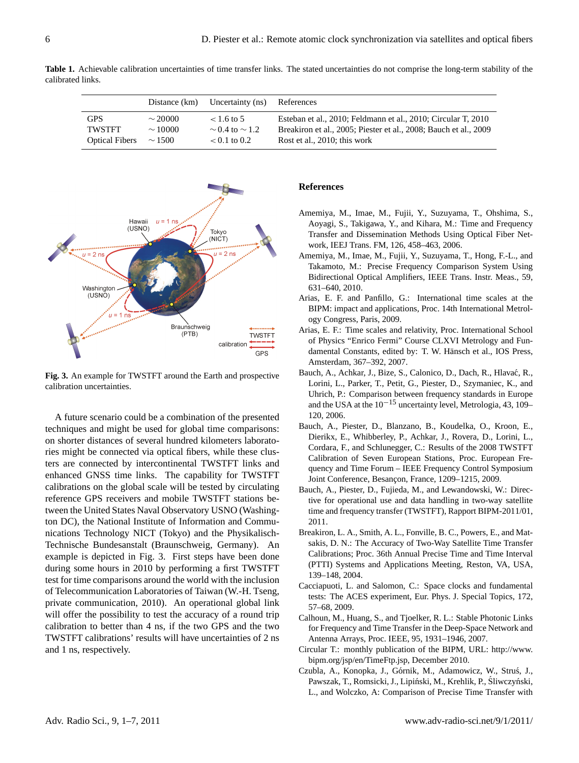**Table 1.** Achievable calibration uncertainties of time transfer links. The stated uncertainties do not comprise the long-term stability of the calibrated links.

| | Distance (km) | Uncertainty (ns) | References |
|---|---|---|---|
| GPS | $\sim 20000$ | $< 1.6$ to 5 | Esteban et al., 2010; Feldmann et al., 2010; Circular T, 2010 |
| TWSTFT | $\sim 10000$ | $\sim 0.4$ to $\sim 1.2$ | Breakiron et al., 2005; Piester et al., 2008; Bauch et al., 2009 |
| Optical Fibers | $\sim 1500$ | $< 0.1$ to 0.2 | Rost et al., 2010; this work |

**Fig. 3.** An example for TWSTFT around the Earth and prospective calibration uncertainties.

A future scenario could be a combination of the presented techniques and might be used for global time comparisons: on shorter distances of several hundred kilometers laboratories might be connected via optical fibers, while these clusters are connected by intercontinental TWSTFT links and enhanced GNSS time links. The capability for TWSTFT calibrations on the global scale will be tested by circulating reference GPS receivers and mobile TWSTFT stations between the United States Naval Observatory USNO (Washington DC), the National Institute of Information and Communications Technology NICT (Tokyo) and the Physikalisch-Technische Bundesanstalt (Braunschweig, Germany). An example is depicted in Fig. 3. First steps have been done during some hours in 2010 by performing a first TWSTFT test for time comparisons around the world with the inclusion of Telecommunication Laboratories of Taiwan (W.-H. Tseng, private communication, 2010). An operational global link will offer the possibility to test the accuracy of a round trip calibration to better than 4 ns, if the two GPS and the two TWSTFT calibrations' results will have uncertainties of 2 ns and 1 ns, respectively.

## References

Amemiya, M., Imae, M., Fujii, Y., Suzuyama, T., Ohshima, S., Aoyagi, S., Takigawa, Y., and Kihara, M.: Time and Frequency Transfer and Dissemination Methods Using Optical Fiber Network, IEEJ Trans. FM, 126, 458–463, 2006.

Amemiya, M., Imae, M., Fujii, Y., Suzuyama, T., Hong, F.-L., and Takamoto, M.: Precise Frequency Comparison System Using Bidirectional Optical Amplifiers, IEEE Trans. Instr. Meas., 59, 631–640, 2010.

Arias, E. F. and Panfillo, G.: International time scales at the BIPM: impact and applications, Proc. 14th International Metrology Congress, Paris, 2009.

Arias, E. F.: Time scales and relativity, Proc. International School of Physics "Enrico Fermi" Course CLXVI Metrology and Fundamental Constants, edited by: T. W. Hänsch et al., IOS Press, Amsterdam, 367–392, 2007.

Bauch, A., Achkar, J., Bize, S., Calonico, D., Dach, R., Hlavać, R., Lorini, L., Parker, T., Petit, G., Piester, D., Szymaniec, K., and Uhrich, P.: Comparison between frequency standards in Europe and the USA at the $10^{-15}$ uncertainty level, Metrologia, 43, 109–120, 2006.

Bauch, A., Piester, D., Blanzano, B., Koudelka, O., Kroon, E., Dierikx, E., Whibberley, P., Achkar, J., Rovera, D., Lorini, L., Cordara, F., and Schlunegger, C.: Results of the 2008 TWSTFT Calibration of Seven European Stations, Proc. European Frequency and Time Forum – IEEE Frequency Control Symposium Joint Conference, Besançon, France, 1209–1215, 2009.

Bauch, A., Piester, D., Fujieda, M., and Lewandowski, W.: Directive for operational use and data handling in two-way satellite time and frequency transfer (TWSTFT), Rapport BIPM-2011/01, 2011.

Breakiron, L. A., Smith, A. L., Fonville, B. C., Powers, E., and Matsakis, D. N.: The Accuracy of Two-Way Satellite Time Transfer Calibrations; Proc. 36th Annual Precise Time and Time Interval (PTTI) Systems and Applications Meeting, Reston, VA, USA, 139–148, 2004.

Cacciapuoti, L. and Salomon, C.: Space clocks and fundamental tests: The ACES experiment, Eur. Phys. J. Special Topics, 172, 57–68, 2009.

Calhoun, M., Huang, S., and Tjoelker, R. L.: Stable Photonic Links for Frequency and Time Transfer in the Deep-Space Network and Antenna Arrays, Proc. IEEE, 95, 1931–1946, 2007.

Circular T.: monthly publication of the BIPM, URL: http://www.bipm.org/jsp/en/TimeFtp.jsp, December 2010.

Czubla, A., Konopka, J., Górnik, M., Adamowicz, W., Struś, J., Pawszak, T., Romsicki, J., Lipiński, M., Krehlik, P., Śliwczyński, L., and Wolczko, A: Comparison of Precise Time Transfer with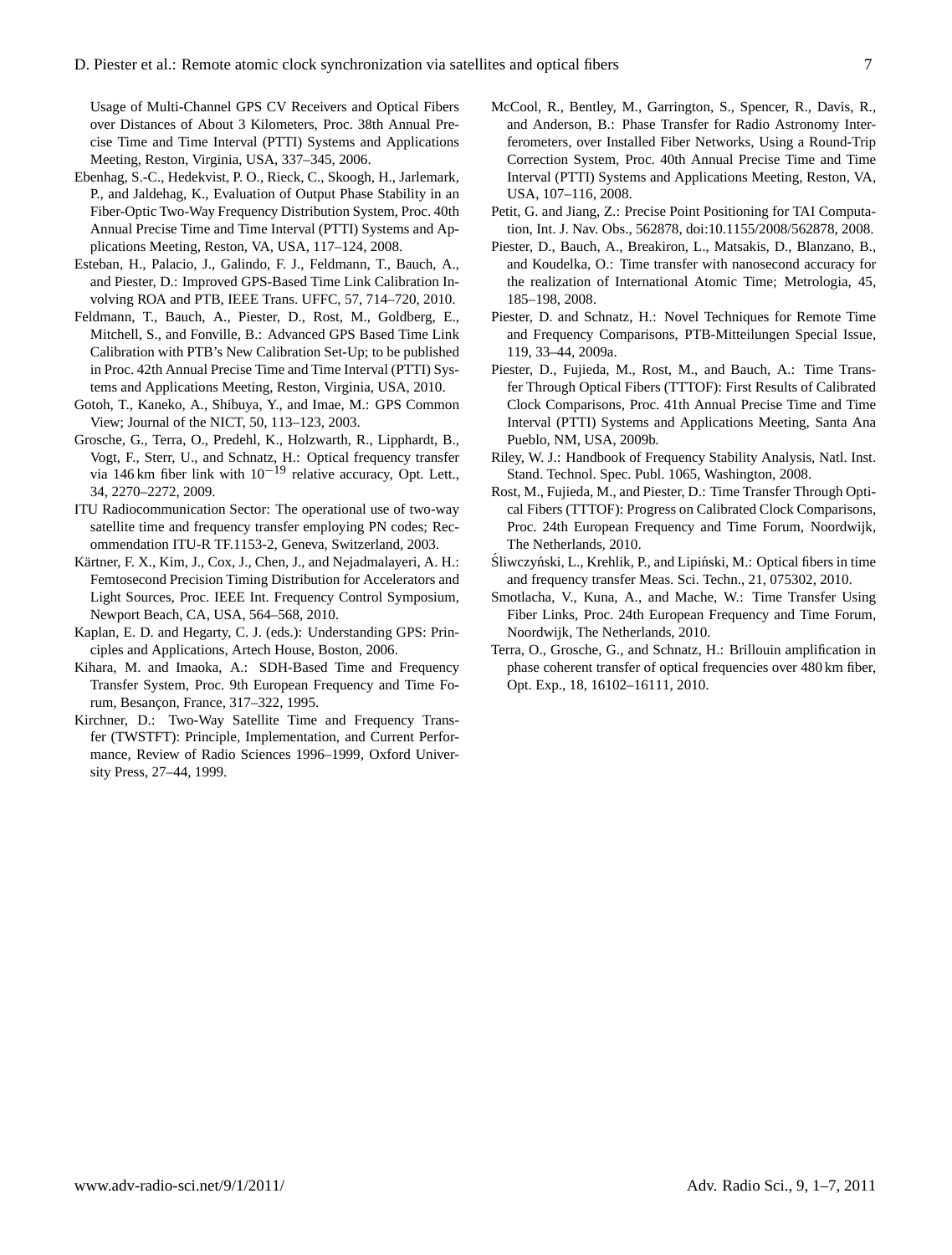Usage of Multi-Channel GPS CV Receivers and Optical Fibers over Distances of About 3 Kilometers, Proc. 38th Annual Precise Time and Time Interval (PTTI) Systems and Applications Meeting, Reston, Virginia, USA, 337–345, 2006.

Ebenhag, S.-C., Hedekvist, P. O., Rieck, C., Skoogh, H., Jarlemark, P., and Jaldehag, K., Evaluation of Output Phase Stability in an Fiber-Optic Two-Way Frequency Distribution System, Proc. 40th Annual Precise Time and Time Interval (PTTI) Systems and Applications Meeting, Reston, VA, USA, 117–124, 2008.

Esteban, H., Palacio, J., Galindo, F. J., Feldmann, T., Bauch, A., and Piester, D.: Improved GPS-Based Time Link Calibration Involving ROA and PTB, IEEE Trans. UFFC, 57, 714–720, 2010.

Feldmann, T., Bauch, A., Piester, D., Rost, M., Goldberg, E., Mitchell, S., and Fonville, B.: Advanced GPS Based Time Link Calibration with PTB's New Calibration Set-Up; to be published in Proc. 42th Annual Precise Time and Time Interval (PTTI) Systems and Applications Meeting, Reston, Virginia, USA, 2010.

Gotoh, T., Kaneko, A., Shibuya, Y., and Imae, M.: GPS Common View; Journal of the NICT, 50, 113–123, 2003.

Grosche, G., Terra, O., Predehl, K., Holzwarth, R., Lipphardt, B., Vogt, F., Sterr, U., and Schnatz, H.: Optical frequency transfer via 146 km fiber link with $10^{-19}$ relative accuracy, Opt. Lett., 34, 2270–2272, 2009.

ITU Radiocommunication Sector: The operational use of two-way satellite time and frequency transfer employing PN codes; Recommendation ITU-R TF.1153-2, Geneva, Switzerland, 2003.

Kärtner, F. X., Kim, J., Cox, J., Chen, J., and Nejadmalayeri, A. H.: Femtosecond Precision Timing Distribution for Accelerators and Light Sources, Proc. IEEE Int. Frequency Control Symposium, Newport Beach, CA, USA, 564–568, 2010.

Kaplan, E. D. and Hegarty, C. J. (eds.): Understanding GPS: Principles and Applications, Artech House, Boston, 2006.

Kihara, M. and Imaoka, A.: SDH-Based Time and Frequency Transfer System, Proc. 9th European Frequency and Time Forum, Besançon, France, 317–322, 1995.

Kirchner, D.: Two-Way Satellite Time and Frequency Transfer (TWSTFT): Principle, Implementation, and Current Performance, Review of Radio Sciences 1996–1999, Oxford University Press, 27–44, 1999.

McCool, R., Bentley, M., Garrington, S., Spencer, R., Davis, R., and Anderson, B.: Phase Transfer for Radio Astronomy Interferometers, over Installed Fiber Networks, Using a Round-Trip Correction System, Proc. 40th Annual Precise Time and Time Interval (PTTI) Systems and Applications Meeting, Reston, VA, USA, 107–116, 2008.

Petit, G. and Jiang, Z.: Precise Point Positioning for TAI Computation, Int. J. Nav. Obs., 562878, doi:10.1155/2008/562878, 2008.

Piester, D., Bauch, A., Breakiron, L., Matsakis, D., Blanzano, B., and Koudelka, O.: Time transfer with nanosecond accuracy for the realization of International Atomic Time; Metrologia, 45, 185–198, 2008.

Piester, D. and Schnatz, H.: Novel Techniques for Remote Time and Frequency Comparisons, PTB-Mitteilungen Special Issue, 119, 33–44, 2009a.

Piester, D., Fujieda, M., Rost, M., and Bauch, A.: Time Transfer Through Optical Fibers (TTTOF): First Results of Calibrated Clock Comparisons, Proc. 41th Annual Precise Time and Time Interval (PTTI) Systems and Applications Meeting, Santa Ana Pueblo, NM, USA, 2009b.

Riley, W. J.: Handbook of Frequency Stability Analysis, Natl. Inst. Stand. Technol. Spec. Publ. 1065, Washington, 2008.

Rost, M., Fujieda, M., and Piester, D.: Time Transfer Through Optical Fibers (TTTOF): Progress on Calibrated Clock Comparisons, Proc. 24th European Frequency and Time Forum, Noordwijk, The Netherlands, 2010.

Śliwczyński, L., Krehlik, P., and Lipiński, M.: Optical fibers in time and frequency transfer Meas. Sci. Techn., 21, 075302, 2010.

Smotlacha, V., Kuna, A., and Mache, W.: Time Transfer Using Fiber Links, Proc. 24th European Frequency and Time Forum, Noordwijk, The Netherlands, 2010.

Terra, O., Grosche, G., and Schnatz, H.: Brillouin amplification in phase coherent transfer of optical frequencies over 480 km fiber, Opt. Exp., 18, 16102–16111, 2010.